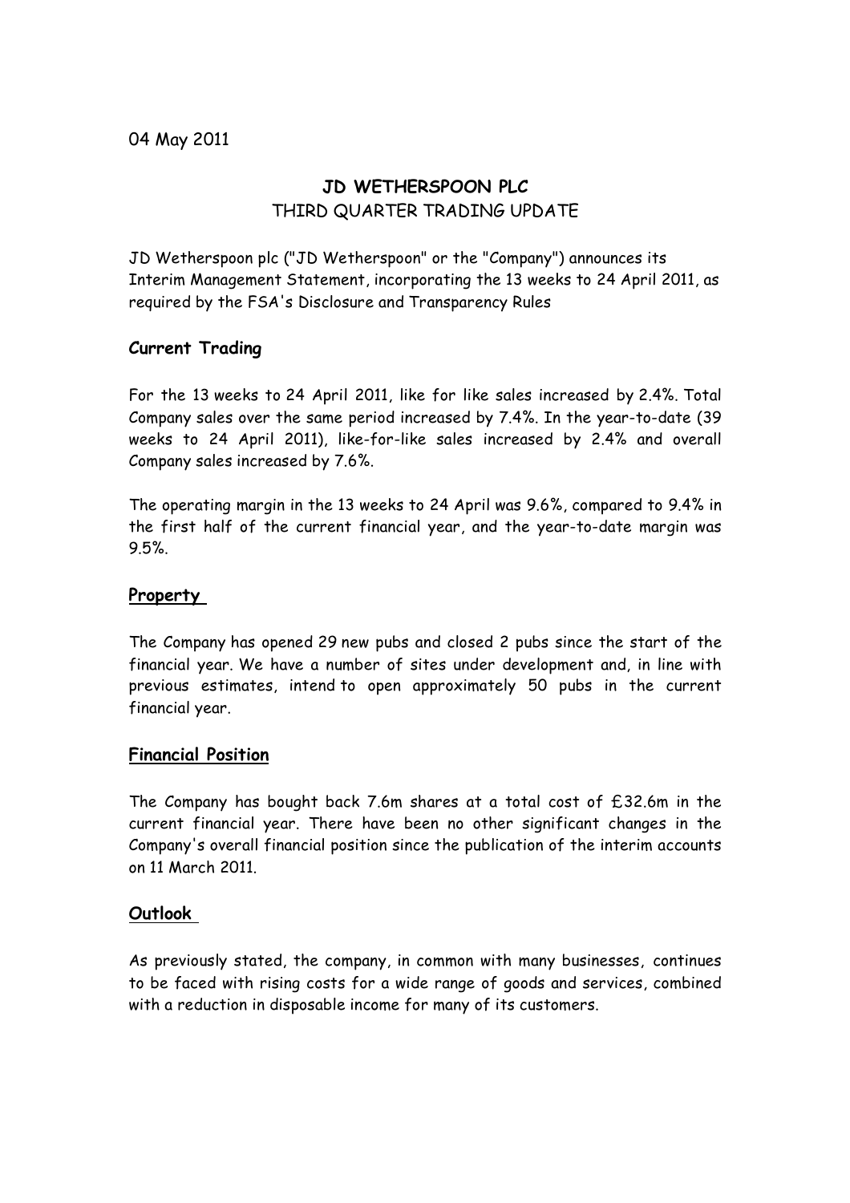04 May 2011

# JD WETHERSPOON PLC

## THIRD QUARTER TRADING UPDATE

JD Wetherspoon plc ("JD Wetherspoon" or the "Company") announces its Interim Management Statement, incorporating the 13 weeks to 24 April 2011, as required by the FSA's Disclosure and Transparency Rules

## Current Trading

For the 13 weeks to 24 April 2011, like for like sales increased by 2.4%. Total Company sales over the same period increased by 7.4%. In the year-to-date (39 weeks to 24 April 2011), like-for-like sales increased by 2.4% and overall Company sales increased by 7.6%.

The operating margin in the 13 weeks to 24 April was 9.6%, compared to 9.4% in the first half of the current financial year, and the year-to-date margin was 9.5%.

## Property

The Company has opened 29 new pubs and closed 2 pubs since the start of the financial year. We have a number of sites under development and, in line with previous estimates, intend to open approximately 50 pubs in the current financial year.

## Financial Position

The Company has bought back 7.6m shares at a total cost of £32.6m in the current financial year. There have been no other significant changes in the Company's overall financial position since the publication of the interim accounts on 11 March 2011.

## Outlook

As previously stated, the company, in common with many businesses, continues to be faced with rising costs for a wide range of goods and services, combined with a reduction in disposable income for many of its customers.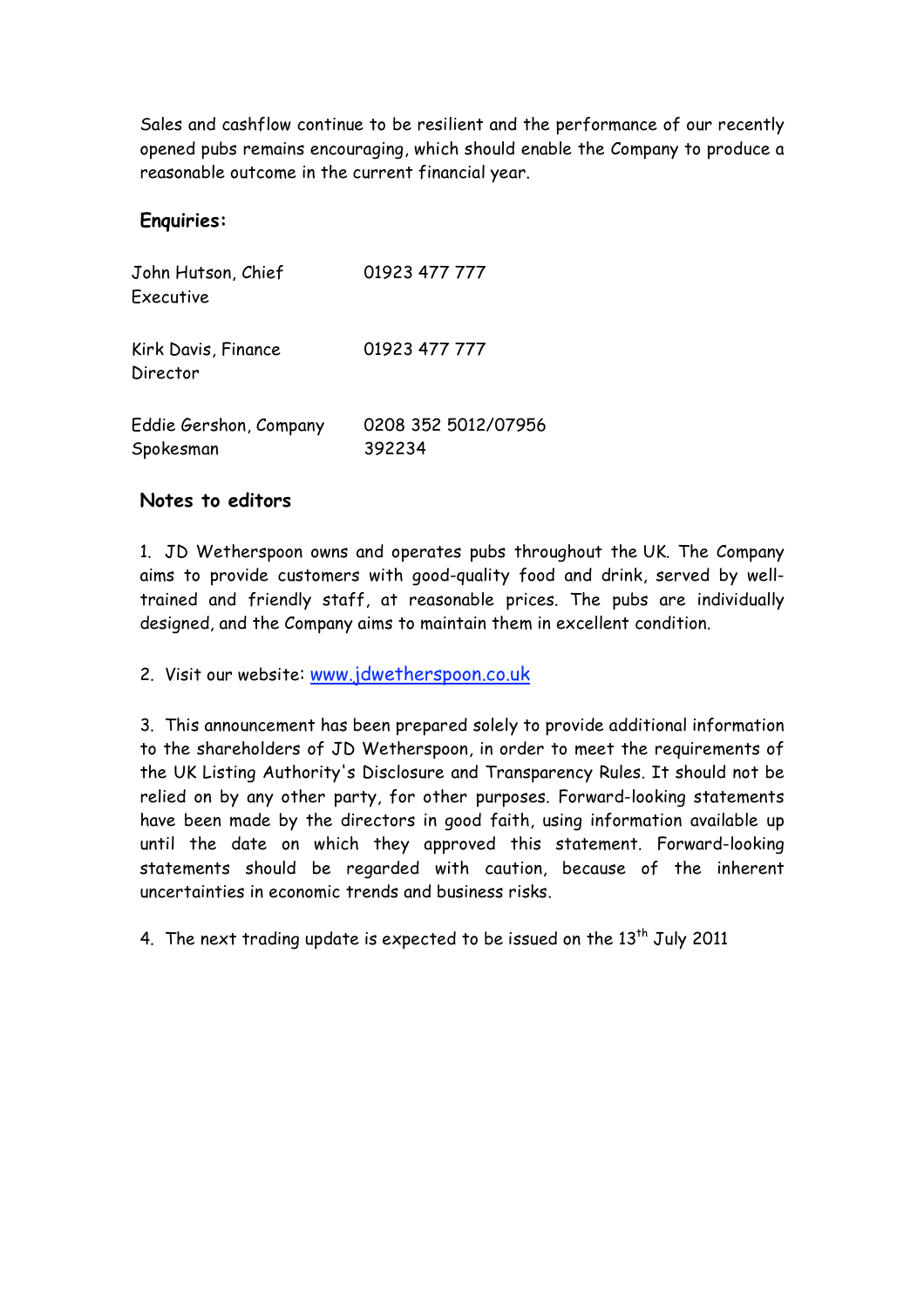Sales and cashflow continue to be resilient and the performance of our recently opened pubs remains encouraging, which should enable the Company to produce a reasonable outcome in the current financial year.

## Enquiries:

| | |
|---|---|
| John Hutson, Chief Executive | 01923 477 777 |
| Kirk Davis, Finance Director | 01923 477 777 |
| Eddie Gershon, Company Spokesman | 0208 352 5012/07956 392234 |

## Notes to editors

1. JD Wetherspoon owns and operates pubs throughout the UK. The Company aims to provide customers with good-quality food and drink, served by well-trained and friendly staff, at reasonable prices. The pubs are individually designed, and the Company aims to maintain them in excellent condition.

2. Visit our website: www.jdwetherspoon.co.uk

3. This announcement has been prepared solely to provide additional information to the shareholders of JD Wetherspoon, in order to meet the requirements of the UK Listing Authority's Disclosure and Transparency Rules. It should not be relied on by any other party, for other purposes. Forward-looking statements have been made by the directors in good faith, using information available up until the date on which they approved this statement. Forward-looking statements should be regarded with caution, because of the inherent uncertainties in economic trends and business risks.

4. The next trading update is expected to be issued on the 13th July 2011